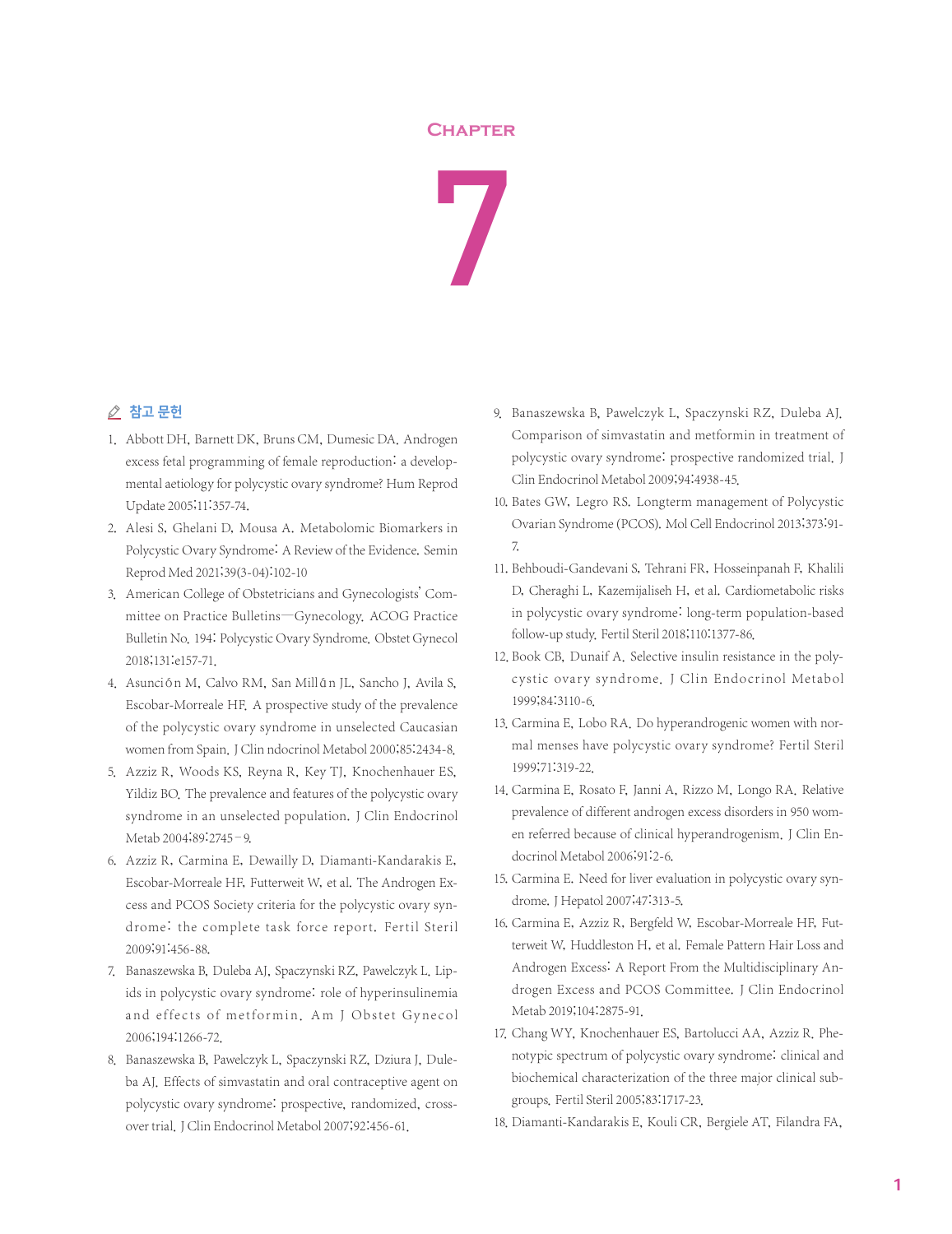# Chapter 7

## 참고 문헌

1. Abbott DH, Barnett DK, Bruns CM, Dumesic DA. Androgen excess fetal programming of female reproduction: a developmental aetiology for polycystic ovary syndrome? Hum Reprod Update 2005;11:357-74.
2. Alesi S, Ghelani D, Mousa A. Metabolomic Biomarkers in Polycystic Ovary Syndrome: A Review of the Evidence. Semin Reprod Med 2021;39(3-04):102-10
3. American College of Obstetricians and Gynecologists' Committee on Practice Bulletins—Gynecology. ACOG Practice Bulletin No. 194: Polycystic Ovary Syndrome. Obstet Gynecol 2018;131:e157-71.
4. Asunción M, Calvo RM, San Millán JL, Sancho J, Avila S, Escobar-Morreale HF. A prospective study of the prevalence of the polycystic ovary syndrome in unselected Caucasian women from Spain. J Clin ndocrinol Metabol 2000;85:2434-8.
5. Azziz R, Woods KS, Reyna R, Key TJ, Knochenhauer ES, Yildiz BO. The prevalence and features of the polycystic ovary syndrome in an unselected population. J Clin Endocrinol Metab 2004;89:2745–9.
6. Azziz R, Carmina E, Dewailly D, Diamanti-Kandarakis E, Escobar-Morreale HF, Futterweit W, et al. The Androgen Excess and PCOS Society criteria for the polycystic ovary syndrome: the complete task force report. Fertil Steril 2009;91:456-88.
7. Banaszewska B, Duleba AJ, Spaczynski RZ, Pawelczyk L. Lipids in polycystic ovary syndrome: role of hyperinsulinemia and effects of metformin. Am J Obstet Gynecol 2006;194:1266-72.
8. Banaszewska B, Pawelczyk L, Spaczynski RZ, Dziura J, Duleba AJ. Effects of simvastatin and oral contraceptive agent on polycystic ovary syndrome: prospective, randomized, crossover trial. J Clin Endocrinol Metabol 2007;92:456-61.
9. Banaszewska B, Pawelczyk L, Spaczynski RZ, Duleba AJ. Comparison of simvastatin and metformin in treatment of polycystic ovary syndrome: prospective randomized trial. J Clin Endocrinol Metabol 2009;94:4938-45.
10. Bates GW, Legro RS. Longterm management of Polycystic Ovarian Syndrome (PCOS). Mol Cell Endocrinol 2013;373:91-7.
11. Behboudi-Gandevani S, Tehrani FR, Hosseinpanah F, Khalili D, Cheraghi L, Kazemijaliseh H, et al. Cardiometabolic risks in polycystic ovary syndrome: long-term population-based follow-up study. Fertil Steril 2018;110:1377-86.
12. Book CB, Dunaif A. Selective insulin resistance in the polycystic ovary syndrome. J Clin Endocrinol Metabol 1999;84:3110-6.
13. Carmina E, Lobo RA. Do hyperandrogenic women with normal menses have polycystic ovary syndrome? Fertil Steril 1999;71:319-22.
14. Carmina E, Rosato F, Janni A, Rizzo M, Longo RA. Relative prevalence of different androgen excess disorders in 950 women referred because of clinical hyperandrogenism. J Clin Endocrinol Metabol 2006;91:2-6.
15. Carmina E. Need for liver evaluation in polycystic ovary syndrome. J Hepatol 2007;47:313-5.
16. Carmina E, Azziz R, Bergfeld W, Escobar-Morreale HF, Futterweit W, Huddleston H, et al. Female Pattern Hair Loss and Androgen Excess: A Report From the Multidisciplinary Androgen Excess and PCOS Committee. J Clin Endocrinol Metab 2019;104:2875-91.
17. Chang WY, Knochenhauer ES, Bartolucci AA, Azziz R. Phenotypic spectrum of polycystic ovary syndrome: clinical and biochemical characterization of the three major clinical subgroups. Fertil Steril 2005;83:1717-23.
18. Diamanti-Kandarakis E, Kouli CR, Bergiele AT, Filandra FA,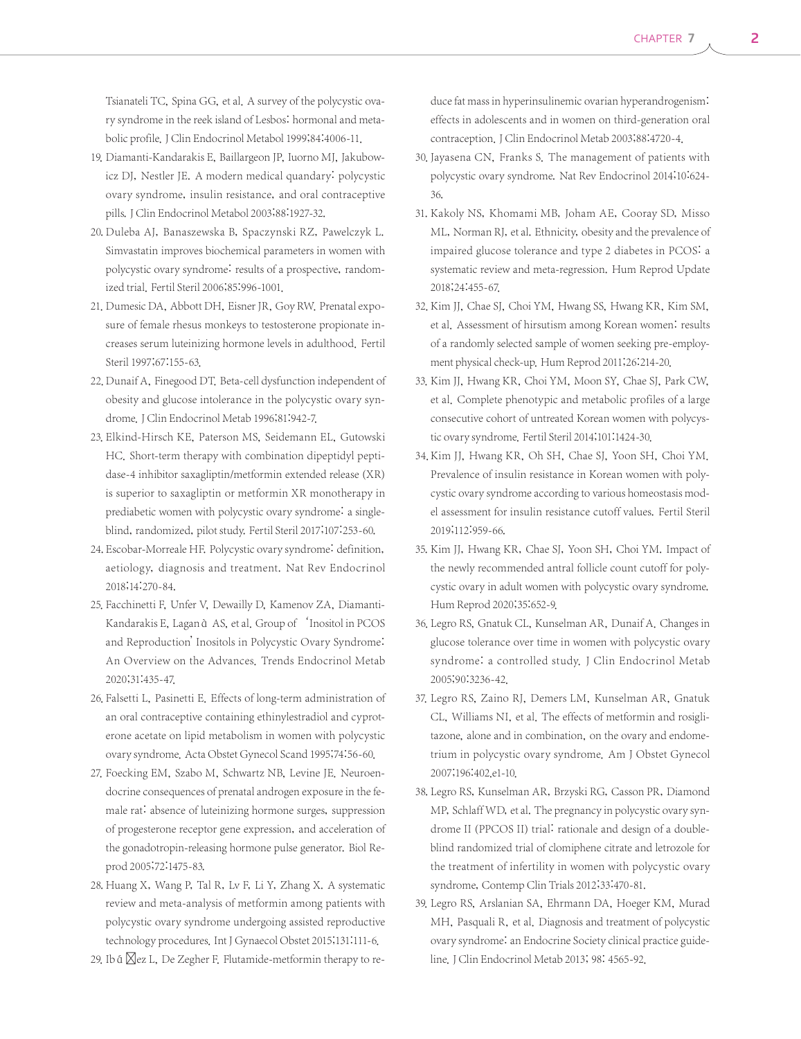Tsianateli TC, Spina GG, et al. A survey of the polycystic ovary syndrome in the reek island of Lesbos: hormonal and metabolic profile. J Clin Endocrinol Metabol 1999;84:4006-11.

19. Diamanti-Kandarakis E, Baillargeon JP, Iuorno MJ, Jakubowicz DJ, Nestler JE. A modern medical quandary: polycystic ovary syndrome, insulin resistance, and oral contraceptive pills. J Clin Endocrinol Metabol 2003;88:1927-32.
20. Duleba AJ, Banaszewska B, Spaczynski RZ, Pawelczyk L. Simvastatin improves biochemical parameters in women with polycystic ovary syndrome: results of a prospective, randomized trial. Fertil Steril 2006;85:996-1001.
21. Dumesic DA, Abbott DH, Eisner JR, Goy RW. Prenatal exposure of female rhesus monkeys to testosterone propionate increases serum luteinizing hormone levels in adulthood. Fertil Steril 1997;67:155-63.
22. Dunaif A, Finegood DT. Beta-cell dysfunction independent of obesity and glucose intolerance in the polycystic ovary syndrome. J Clin Endocrinol Metab 1996;81:942-7.
23. Elkind-Hirsch KE, Paterson MS, Seidemann EL, Gutowski HC. Short-term therapy with combination dipeptidyl peptidase-4 inhibitor saxagliptin/metformin extended release (XR) is superior to saxagliptin or metformin XR monotherapy in prediabetic women with polycystic ovary syndrome: a single-blind, randomized, pilot study. Fertil Steril 2017;107:253-60.
24. Escobar-Morreale HF. Polycystic ovary syndrome: definition, aetiology, diagnosis and treatment. Nat Rev Endocrinol 2018;14:270-84.
25. Facchinetti F, Unfer V, Dewailly D, Kamenov ZA, Diamanti-Kandarakis E, Laganà AS, et al. Group of 'Inositol in PCOS and Reproduction' Inositols in Polycystic Ovary Syndrome: An Overview on the Advances. Trends Endocrinol Metab 2020;31:435-47.
26. Falsetti L, Pasinetti E. Effects of long-term administration of an oral contraceptive containing ethinylestradiol and cyproterone acetate on lipid metabolism in women with polycystic ovary syndrome. Acta Obstet Gynecol Scand 1995;74:56-60.
27. Foecking EM, Szabo M, Schwartz NB, Levine JE. Neuroendocrine consequences of prenatal androgen exposure in the female rat: absence of luteinizing hormone surges, suppression of progesterone receptor gene expression, and acceleration of the gonadotropin-releasing hormone pulse generator. Biol Reprod 2005;72:1475-83.
28. Huang X, Wang P, Tal R, Lv F, Li Y, Zhang X. A systematic review and meta-analysis of metformin among patients with polycystic ovary syndrome undergoing assisted reproductive technology procedures. Int J Gynaecol Obstet 2015;131:111-6.
29. Ibáñez L, De Zegher F. Flutamide-metformin therapy to reduce fat mass in hyperinsulinemic ovarian hyperandrogenism: effects in adolescents and in women on third-generation oral contraception. J Clin Endocrinol Metab 2003;88:4720-4.
30. Jayasena CN, Franks S. The management of patients with polycystic ovary syndrome. Nat Rev Endocrinol 2014;10:624-36.
31. Kakoly NS, Khomami MB, Joham AE, Cooray SD, Misso ML, Norman RJ, et al. Ethnicity, obesity and the prevalence of impaired glucose tolerance and type 2 diabetes in PCOS: a systematic review and meta-regression. Hum Reprod Update 2018;24:455-67.
32. Kim JJ, Chae SJ, Choi YM, Hwang SS, Hwang KR, Kim SM, et al. Assessment of hirsutism among Korean women: results of a randomly selected sample of women seeking pre-employment physical check-up. Hum Reprod 2011;26:214-20.
33. Kim JJ, Hwang KR, Choi YM, Moon SY, Chae SJ, Park CW, et al. Complete phenotypic and metabolic profiles of a large consecutive cohort of untreated Korean women with polycystic ovary syndrome. Fertil Steril 2014;101:1424-30.
34. Kim JJ, Hwang KR, Oh SH, Chae SJ, Yoon SH, Choi YM. Prevalence of insulin resistance in Korean women with polycystic ovary syndrome according to various homeostasis model assessment for insulin resistance cutoff values. Fertil Steril 2019;112:959-66.
35. Kim JJ, Hwang KR, Chae SJ, Yoon SH, Choi YM. Impact of the newly recommended antral follicle count cutoff for polycystic ovary in adult women with polycystic ovary syndrome. Hum Reprod 2020;35:652-9.
36. Legro RS, Gnatuk CL, Kunselman AR, Dunaif A. Changes in glucose tolerance over time in women with polycystic ovary syndrome: a controlled study. J Clin Endocrinol Metab 2005;90:3236-42.
37. Legro RS, Zaino RJ, Demers LM, Kunselman AR, Gnatuk CL, Williams NI, et al. The effects of metformin and rosiglitazone, alone and in combination, on the ovary and endometrium in polycystic ovary syndrome. Am J Obstet Gynecol 2007;196:402.e1-10.
38. Legro RS, Kunselman AR, Brzyski RG, Casson PR, Diamond MP, Schlaff WD, et al. The pregnancy in polycystic ovary syndrome II (PPCOS II) trial: rationale and design of a double-blind randomized trial of clomiphene citrate and letrozole for the treatment of infertility in women with polycystic ovary syndrome, Contemp Clin Trials 2012;33:470-81.
39. Legro RS, Arslanian SA, Ehrmann DA, Hoeger KM, Murad MH, Pasquali R, et al. Diagnosis and treatment of polycystic ovary syndrome: an Endocrine Society clinical practice guideline. J Clin Endocrinol Metab 2013; 98: 4565-92.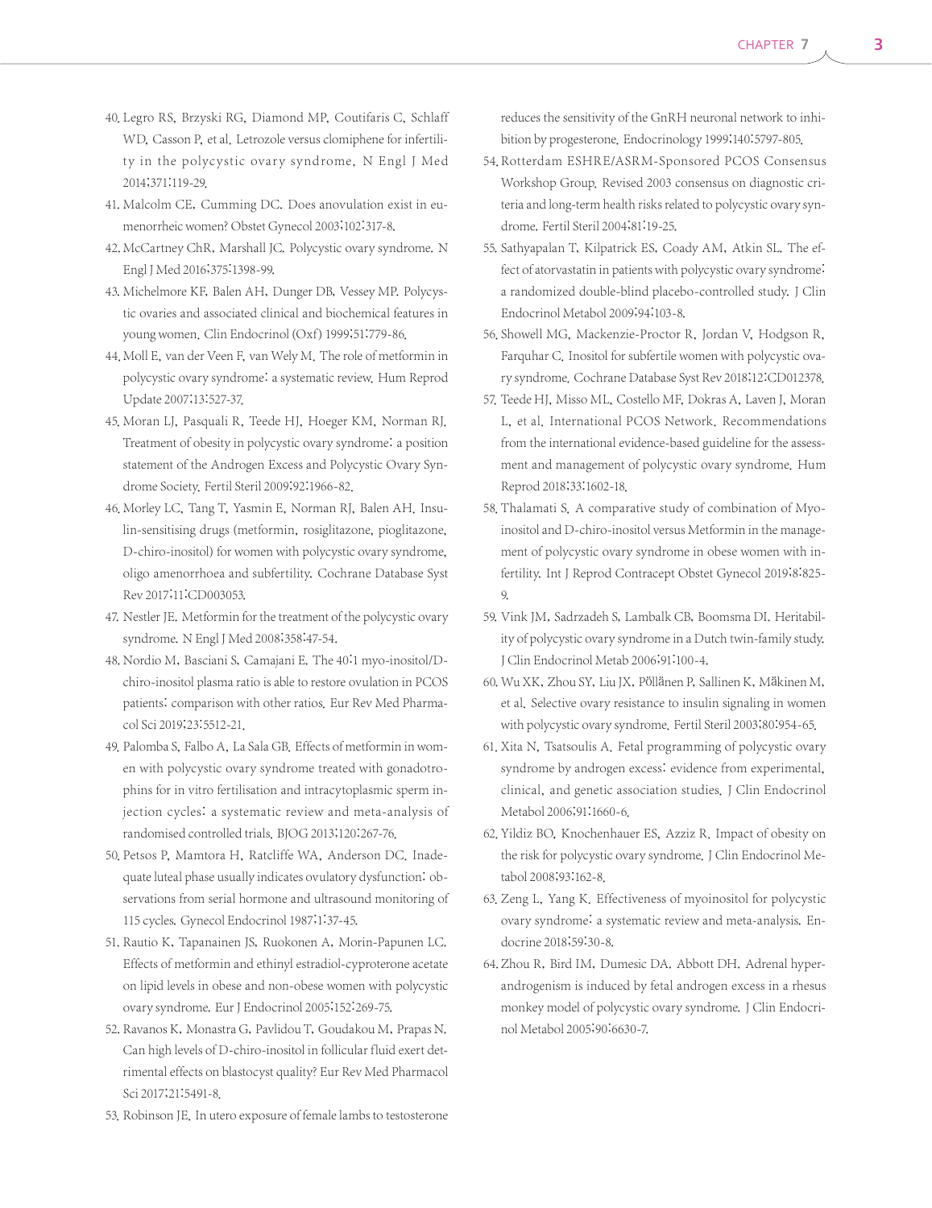40. Legro RS, Brzyski RG, Diamond MP, Coutifaris C, Schlaff WD, Casson P, et al. Letrozole versus clomiphene for infertility in the polycystic ovary syndrome. N Engl J Med 2014;371:119-29.
41. Malcolm CE, Cumming DC. Does anovulation exist in eumenorrheic women? Obstet Gynecol 2003;102:317-8.
42. McCartney ChR, Marshall JC. Polycystic ovary syndrome. N Engl J Med 2016;375:1398-99.
43. Michelmore KF, Balen AH, Dunger DB, Vessey MP. Polycystic ovaries and associated clinical and biochemical features in young women. Clin Endocrinol (Oxf) 1999;51:779-86.
44. Moll E, van der Veen F, van Wely M. The role of metformin in polycystic ovary syndrome: a systematic review. Hum Reprod Update 2007;13:527-37.
45. Moran LJ, Pasquali R, Teede HJ, Hoeger KM, Norman RJ. Treatment of obesity in polycystic ovary syndrome: a position statement of the Androgen Excess and Polycystic Ovary Syndrome Society. Fertil Steril 2009;92:1966-82.
46. Morley LC, Tang T, Yasmin E, Norman RJ, Balen AH. Insulin-sensitising drugs (metformin, rosiglitazone, pioglitazone, D-chiro-inositol) for women with polycystic ovary syndrome, oligo amenorrhoea and subfertility. Cochrane Database Syst Rev 2017;11:CD003053.
47. Nestler JE. Metformin for the treatment of the polycystic ovary syndrome. N Engl J Med 2008;358:47-54.
48. Nordio M, Basciani S, Camajani E. The 40:1 myo-inositol/D-chiro-inositol plasma ratio is able to restore ovulation in PCOS patients: comparison with other ratios. Eur Rev Med Pharmacol Sci 2019;23:5512-21.
49. Palomba S, Falbo A, La Sala GB. Effects of metformin in women with polycystic ovary syndrome treated with gonadotrophins for in vitro fertilisation and intracytoplasmic sperm injection cycles: a systematic review and meta-analysis of randomised controlled trials. BJOG 2013;120:267-76.
50. Petsos P, Mamtora H, Ratcliffe WA, Anderson DC. Inadequate luteal phase usually indicates ovulatory dysfunction: observations from serial hormone and ultrasound monitoring of 115 cycles. Gynecol Endocrinol 1987;1:37-45.
51. Rautio K, Tapanainen JS, Ruokonen A, Morin-Papunen LC. Effects of metformin and ethinyl estradiol-cyproterone acetate on lipid levels in obese and non-obese women with polycystic ovary syndrome. Eur J Endocrinol 2005;152:269-75.
52. Ravanos K, Monastra G, Pavlidou T, Goudakou M, Prapas N. Can high levels of D-chiro-inositol in follicular fluid exert detrimental effects on blastocyst quality? Eur Rev Med Pharmacol Sci 2017;21:5491-8.
53. Robinson JE. In utero exposure of female lambs to testosterone reduces the sensitivity of the GnRH neuronal network to inhibition by progesterone. Endocrinology 1999;140:5797-805.
54. Rotterdam ESHRE/ASRM-Sponsored PCOS Consensus Workshop Group. Revised 2003 consensus on diagnostic criteria and long-term health risks related to polycystic ovary syndrome. Fertil Steril 2004;81:19-25.
55. Sathyapalan T, Kilpatrick ES, Coady AM, Atkin SL. The effect of atorvastatin in patients with polycystic ovary syndrome: a randomized double-blind placebo-controlled study. J Clin Endocrinol Metabol 2009;94:103-8.
56. Showell MG, Mackenzie-Proctor R, Jordan V, Hodgson R, Farquhar C. Inositol for subfertile women with polycystic ovary syndrome. Cochrane Database Syst Rev 2018;12:CD012378.
57. Teede HJ, Misso ML, Costello MF, Dokras A, Laven J, Moran L, et al. International PCOS Network. Recommendations from the international evidence-based guideline for the assessment and management of polycystic ovary syndrome. Hum Reprod 2018;33:1602-18.
58. Thalamati S. A comparative study of combination of Myo-inositol and D-chiro-inositol versus Metformin in the management of polycystic ovary syndrome in obese women with infertility. Int J Reprod Contracept Obstet Gynecol 2019;8:825-9.
59. Vink JM, Sadrzadeh S, Lambalk CB, Boomsma DI. Heritability of polycystic ovary syndrome in a Dutch twin-family study. J Clin Endocrinol Metab 2006;91:100-4.
60. Wu XK, Zhou SY, Liu JX, Pöllänen P, Sallinen K, Mäkinen M, et al. Selective ovary resistance to insulin signaling in women with polycystic ovary syndrome. Fertil Steril 2003;80:954-65.
61. Xita N, Tsatsoulis A. Fetal programming of polycystic ovary syndrome by androgen excess: evidence from experimental, clinical, and genetic association studies. J Clin Endocrinol Metabol 2006;91:1660-6.
62. Yildiz BO, Knochenhauer ES, Azziz R. Impact of obesity on the risk for polycystic ovary syndrome. J Clin Endocrinol Metabol 2008;93:162-8.
63. Zeng L, Yang K. Effectiveness of myoinositol for polycystic ovary syndrome: a systematic review and meta-analysis. Endocrine 2018;59:30-8.
64. Zhou R, Bird IM, Dumesic DA, Abbott DH. Adrenal hyperandrogenism is induced by fetal androgen excess in a rhesus monkey model of polycystic ovary syndrome. J Clin Endocrinol Metabol 2005;90:6630-7.